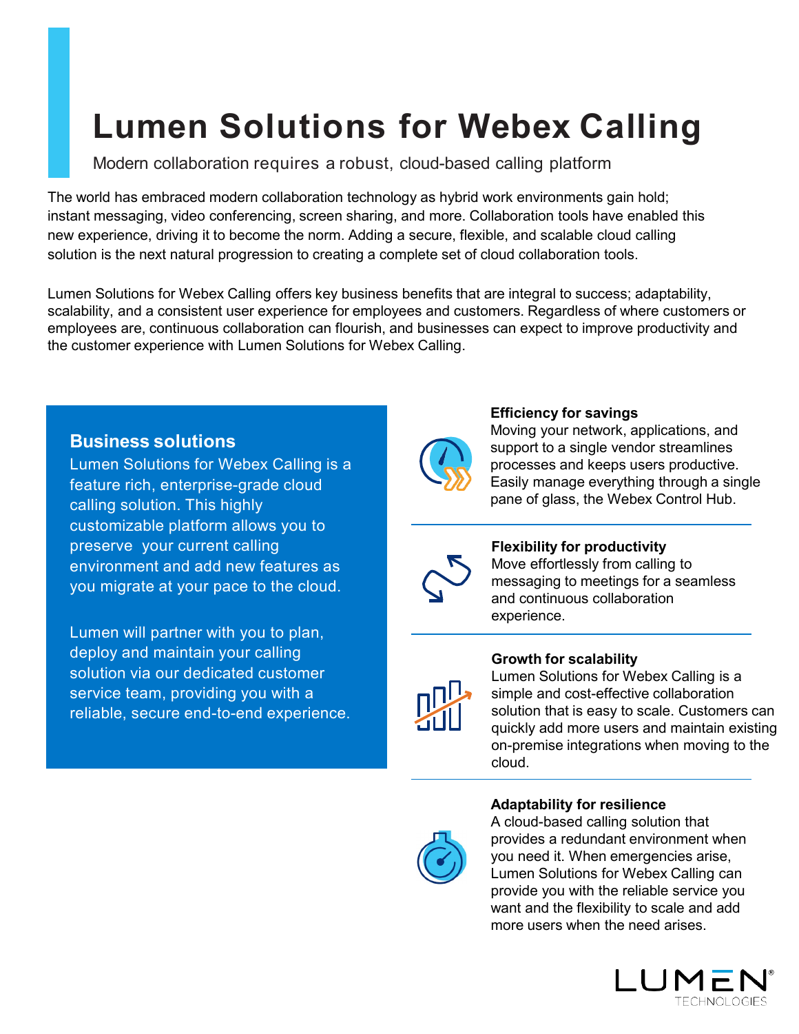# Lumen Solutions for Webex Calling

Modern collaboration requires a robust, cloud-based calling platform

The world has embraced modern collaboration technology as hybrid work environments gain hold; instant messaging, video conferencing, screen sharing, and more. Collaboration tools have enabled this new experience, driving it to become the norm. Adding a secure, flexible, and scalable cloud calling solution is the next natural progression to creating a complete set of cloud collaboration tools.

Lumen Solutions for Webex Calling offers key business benefits that are integral to success; adaptability, scalability, and a consistent user experience for employees and customers. Regardless of where customers or employees are, continuous collaboration can flourish, and businesses can expect to improve productivity and the customer experience with Lumen Solutions for Webex Calling.

## Business solutions

Lumen Solutions for Webex Calling is a feature rich, enterprise-grade cloud calling solution. This highly customizable platform allows you to preserve your current calling environment and add new features as you migrate at your pace to the cloud.

Lumen will partner with you to plan, deploy and maintain your calling solution via our dedicated customer service team, providing you with a reliable, secure end-to-end experience.

**Efficiency for savings**

Moving your network, applications, and support to a single vendor streamlines processes and keeps users productive. Easily manage everything through a single pane of glass, the Webex Control Hub.

**Flexibility for productivity**

Move effortlessly from calling to messaging to meetings for a seamless and continuous collaboration experience.

**Growth for scalability**

Lumen Solutions for Webex Calling is a simple and cost-effective collaboration solution that is easy to scale. Customers can quickly add more users and maintain existing on-premise integrations when moving to the cloud.

**Adaptability for resilience**

A cloud-based calling solution that provides a redundant environment when you need it. When emergencies arise, Lumen Solutions for Webex Calling can provide you with the reliable service you want and the flexibility to scale and add more users when the need arises.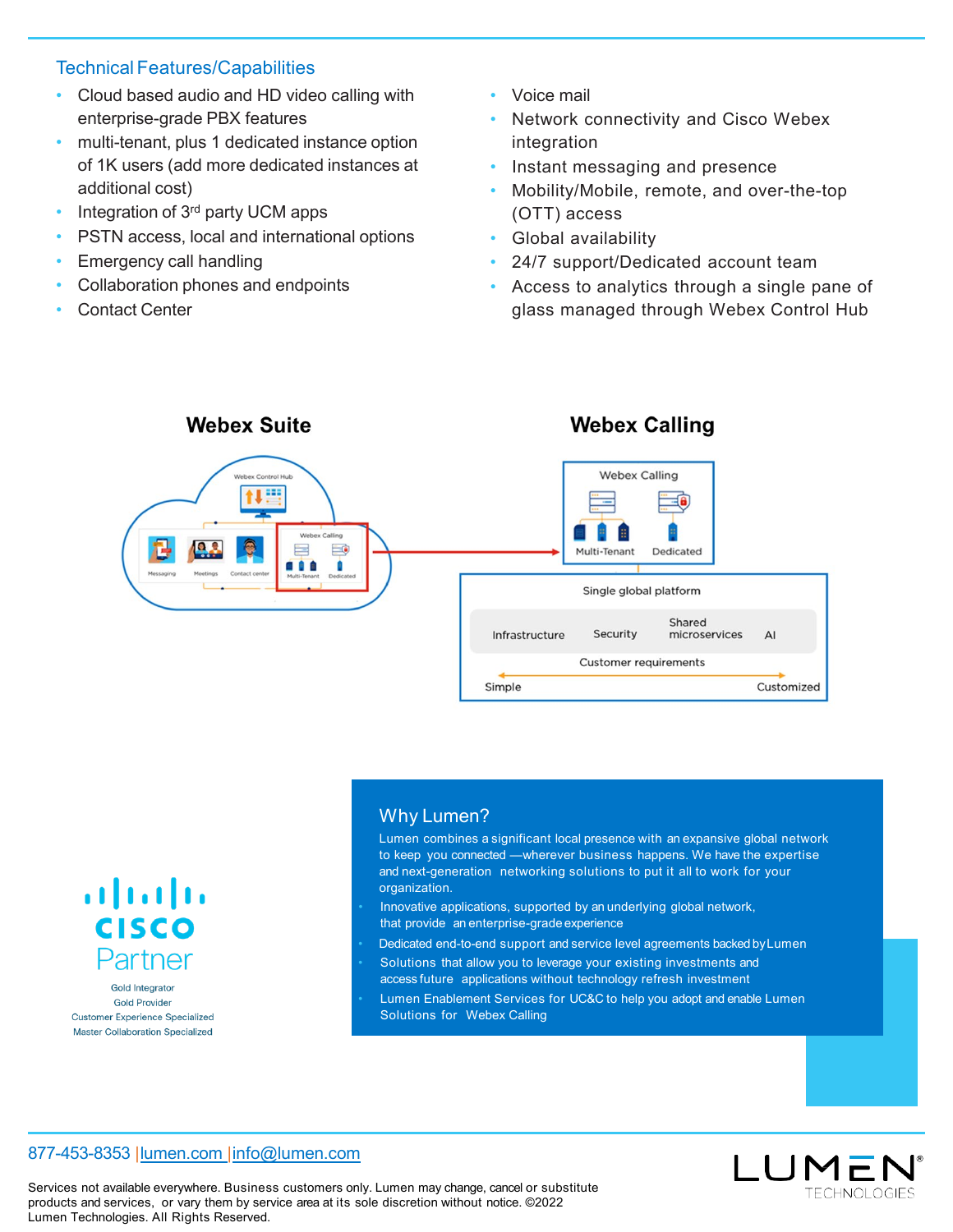## Technical Features/Capabilities

- Cloud based audio and HD video calling with enterprise-grade PBX features
- multi-tenant, plus 1 dedicated instance option of 1K users (add more dedicated instances at additional cost)
- Integration of 3rd party UCM apps
- PSTN access, local and international options
- Emergency call handling
- Collaboration phones and endpoints
- Contact Center
- Voice mail
- Network connectivity and Cisco Webex integration
- Instant messaging and presence
- Mobility/Mobile, remote, and over-the-top (OTT) access
- Global availability
- 24/7 support/Dedicated account team
- Access to analytics through a single pane of glass managed through Webex Control Hub

**Webex Suite**

Webex Control Hub

Messaging

Meetings

Contact center

Webex Calling

Multi-Tenant

Dedicated

**Webex Calling**

Webex Calling

Multi-Tenant

Dedicated

Single global platform

Infrastructure

Security

Shared microservices

AI

Customer requirements

Simple

Customized

Gold Integrator

Gold Provider

Customer Experience Specialized

Master Collaboration Specialized

## Why Lumen?

Lumen combines a significant local presence with an expansive global network to keep you connected —wherever business happens. We have the expertise and next-generation networking solutions to put it all to work for your organization.

- Innovative applications, supported by an underlying global network, that provide an enterprise-grade experience
- Dedicated end-to-end support and service level agreements backed by Lumen
- Solutions that allow you to leverage your existing investments and access future applications without technology refresh investment
- Lumen Enablement Services for UC&C to help you adopt and enable Lumen Solutions for Webex Calling

877-453-8353 | lumen.com | info@lumen.com

Services not available everywhere. Business customers only. Lumen may change, cancel or substitute products and services, or vary them by service area at its sole discretion without notice. ©2022 Lumen Technologies. All Rights Reserved.